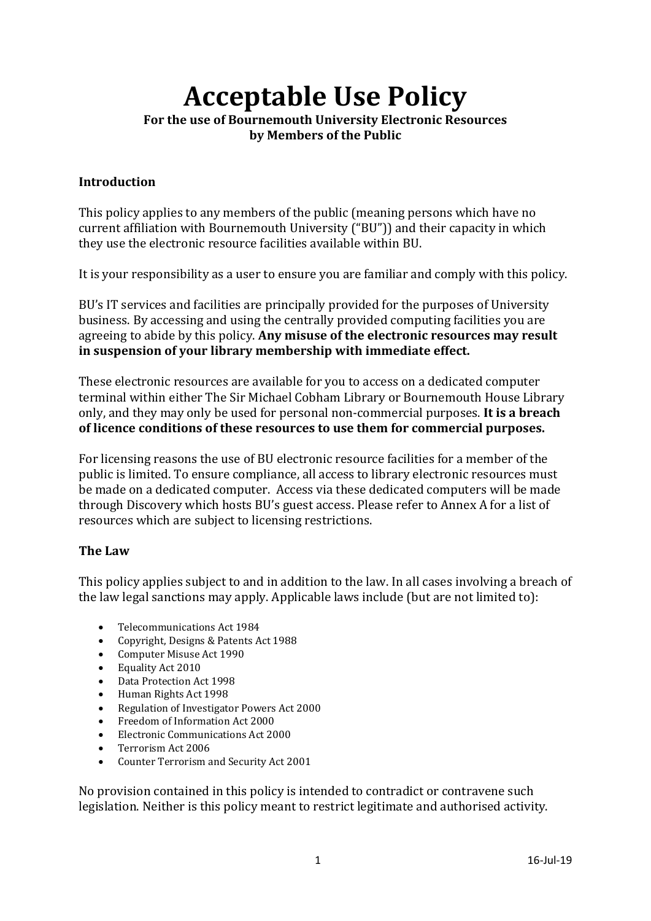# Acceptable Use Policy

**For the use of Bournemouth University Electronic Resources by Members of the Public**

## Introduction

This policy applies to any members of the public (meaning persons which have no current affiliation with Bournemouth University ("BU")) and their capacity in which they use the electronic resource facilities available within BU.

It is your responsibility as a user to ensure you are familiar and comply with this policy.

BU's IT services and facilities are principally provided for the purposes of University business. By accessing and using the centrally provided computing facilities you are agreeing to abide by this policy. **Any misuse of the electronic resources may result in suspension of your library membership with immediate effect.**

These electronic resources are available for you to access on a dedicated computer terminal within either The Sir Michael Cobham Library or Bournemouth House Library only, and they may only be used for personal non-commercial purposes. **It is a breach of licence conditions of these resources to use them for commercial purposes.**

For licensing reasons the use of BU electronic resource facilities for a member of the public is limited. To ensure compliance, all access to library electronic resources must be made on a dedicated computer. Access via these dedicated computers will be made through Discovery which hosts BU's guest access. Please refer to Annex A for a list of resources which are subject to licensing restrictions.

## The Law

This policy applies subject to and in addition to the law. In all cases involving a breach of the law legal sanctions may apply. Applicable laws include (but are not limited to):

- Telecommunications Act 1984
- Copyright, Designs & Patents Act 1988
- Computer Misuse Act 1990
- Equality Act 2010
- Data Protection Act 1998
- Human Rights Act 1998
- Regulation of Investigator Powers Act 2000
- Freedom of Information Act 2000
- Electronic Communications Act 2000
- Terrorism Act 2006
- Counter Terrorism and Security Act 2001

No provision contained in this policy is intended to contradict or contravene such legislation. Neither is this policy meant to restrict legitimate and authorised activity.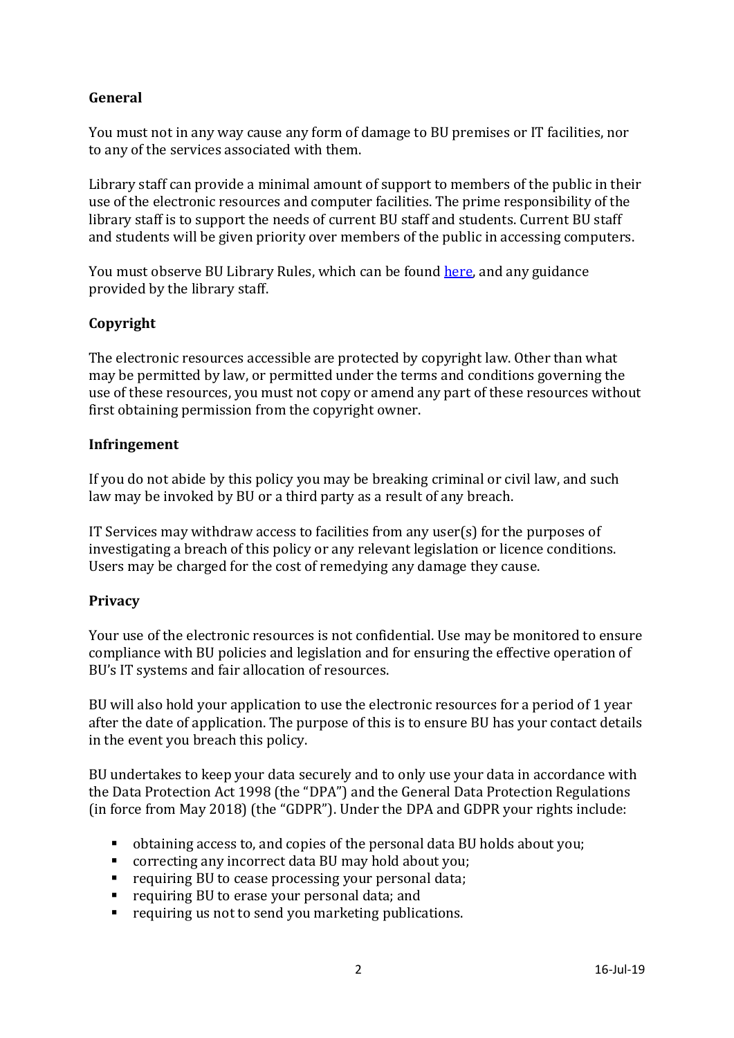## General

You must not in any way cause any form of damage to BU premises or IT facilities, nor to any of the services associated with them.

Library staff can provide a minimal amount of support to members of the public in their use of the electronic resources and computer facilities. The prime responsibility of the library staff is to support the needs of current BU staff and students. Current BU staff and students will be given priority over members of the public in accessing computers.

You must observe BU Library Rules, which can be found here, and any guidance provided by the library staff.

## Copyright

The electronic resources accessible are protected by copyright law. Other than what may be permitted by law, or permitted under the terms and conditions governing the use of these resources, you must not copy or amend any part of these resources without first obtaining permission from the copyright owner.

## Infringement

If you do not abide by this policy you may be breaking criminal or civil law, and such law may be invoked by BU or a third party as a result of any breach.

IT Services may withdraw access to facilities from any user(s) for the purposes of investigating a breach of this policy or any relevant legislation or licence conditions. Users may be charged for the cost of remedying any damage they cause.

## Privacy

Your use of the electronic resources is not confidential. Use may be monitored to ensure compliance with BU policies and legislation and for ensuring the effective operation of BU's IT systems and fair allocation of resources.

BU will also hold your application to use the electronic resources for a period of 1 year after the date of application. The purpose of this is to ensure BU has your contact details in the event you breach this policy.

BU undertakes to keep your data securely and to only use your data in accordance with the Data Protection Act 1998 (the "DPA") and the General Data Protection Regulations (in force from May 2018) (the "GDPR"). Under the DPA and GDPR your rights include:

- obtaining access to, and copies of the personal data BU holds about you;
- correcting any incorrect data BU may hold about you;
- requiring BU to cease processing your personal data;
- requiring BU to erase your personal data; and
- requiring us not to send you marketing publications.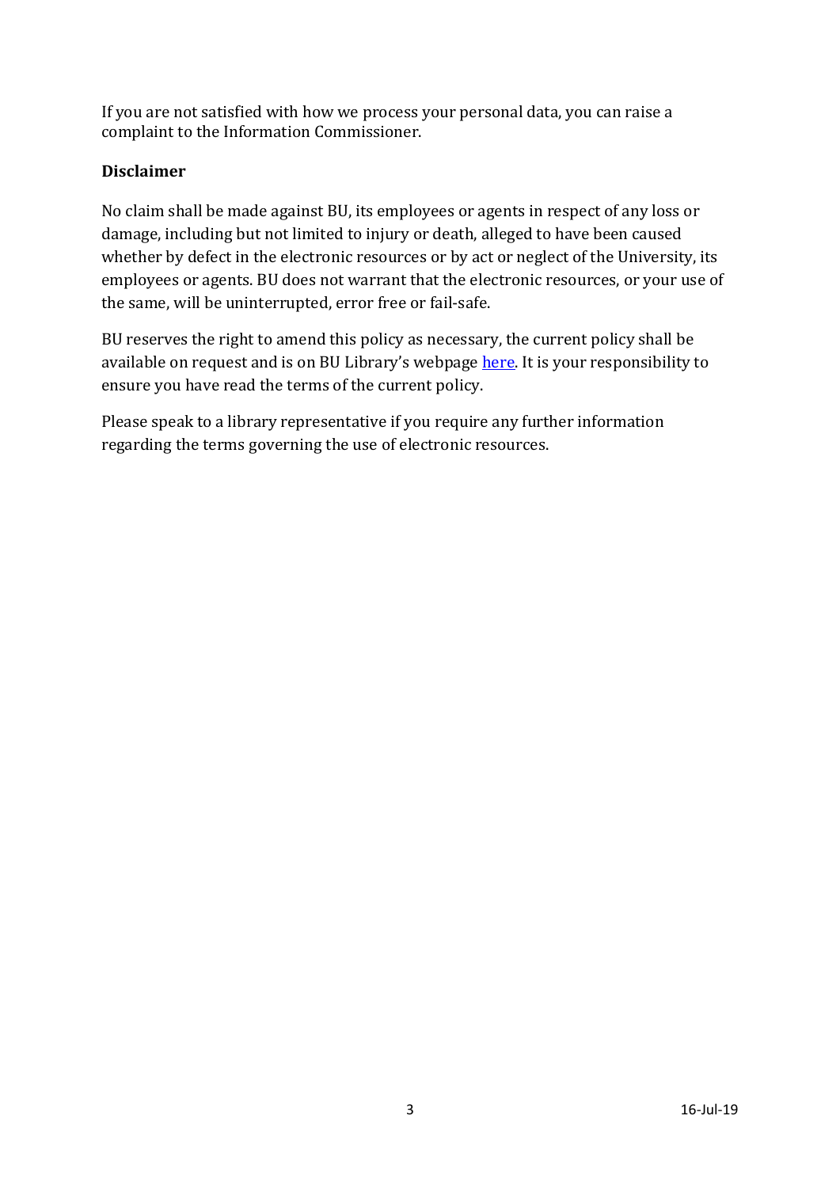If you are not satisfied with how we process your personal data, you can raise a complaint to the Information Commissioner.

**Disclaimer**

No claim shall be made against BU, its employees or agents in respect of any loss or damage, including but not limited to injury or death, alleged to have been caused whether by defect in the electronic resources or by act or neglect of the University, its employees or agents. BU does not warrant that the electronic resources, or your use of the same, will be uninterrupted, error free or fail-safe.

BU reserves the right to amend this policy as necessary, the current policy shall be available on request and is on BU Library's webpage here. It is your responsibility to ensure you have read the terms of the current policy.

Please speak to a library representative if you require any further information regarding the terms governing the use of electronic resources.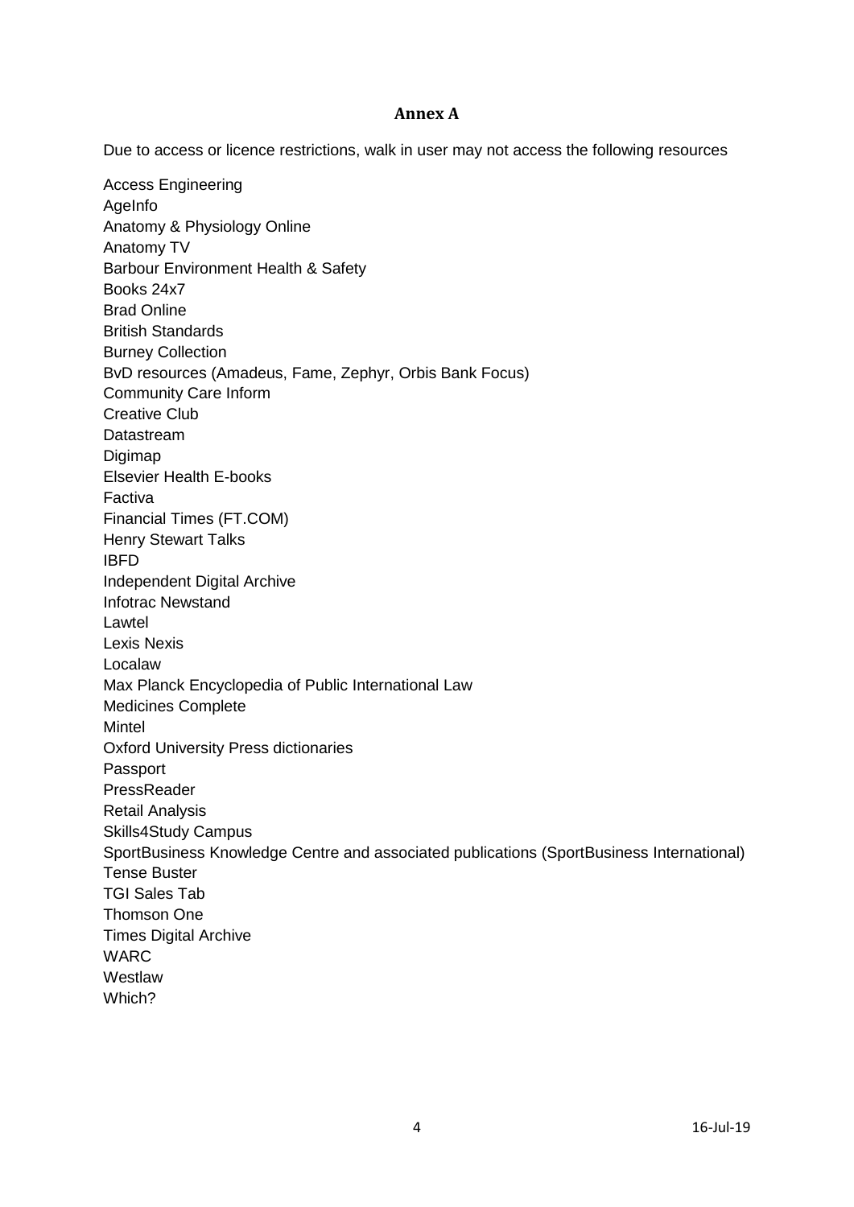## Annex A

Due to access or licence restrictions, walk in user may not access the following resources

Access Engineering
AgeInfo
Anatomy & Physiology Online
Anatomy TV
Barbour Environment Health & Safety
Books 24x7
Brad Online
British Standards
Burney Collection
BvD resources (Amadeus, Fame, Zephyr, Orbis Bank Focus)
Community Care Inform
Creative Club
Datastream
Digimap
Elsevier Health E-books
Factiva
Financial Times (FT.COM)
Henry Stewart Talks
IBFD
Independent Digital Archive
Infotrac Newstand
Lawtel
Lexis Nexis
Localaw
Max Planck Encyclopedia of Public International Law
Medicines Complete
Mintel
Oxford University Press dictionaries
Passport
PressReader
Retail Analysis
Skills4Study Campus
SportBusiness Knowledge Centre and associated publications (SportBusiness International)
Tense Buster
TGI Sales Tab
Thomson One
Times Digital Archive
WARC
Westlaw
Which?